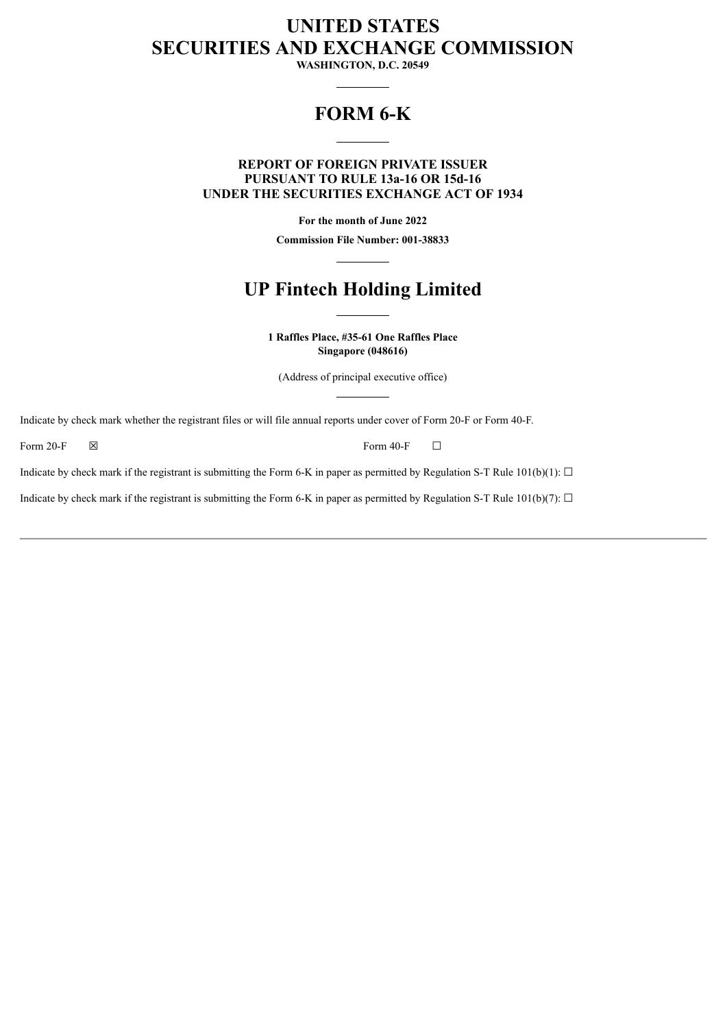# UNITED STATES
# SECURITIES AND EXCHANGE COMMISSION

**WASHINGTON, D.C. 20549**

---

# FORM 6-K

---

**REPORT OF FOREIGN PRIVATE ISSUER**
**PURSUANT TO RULE 13a-16 OR 15d-16**
**UNDER THE SECURITIES EXCHANGE ACT OF 1934**

**For the month of June 2022**

**Commission File Number: 001-38833**

---

# UP Fintech Holding Limited

---

**1 Raffles Place, #35-61 One Raffles Place**
**Singapore (048616)**

(Address of principal executive office)

---

Indicate by check mark whether the registrant files or will file annual reports under cover of Form 20-F or Form 40-F.

Form 20-F ☒ Form 40-F ☐

Indicate by check mark if the registrant is submitting the Form 6-K in paper as permitted by Regulation S-T Rule 101(b)(1): ☐

Indicate by check mark if the registrant is submitting the Form 6-K in paper as permitted by Regulation S-T Rule 101(b)(7): ☐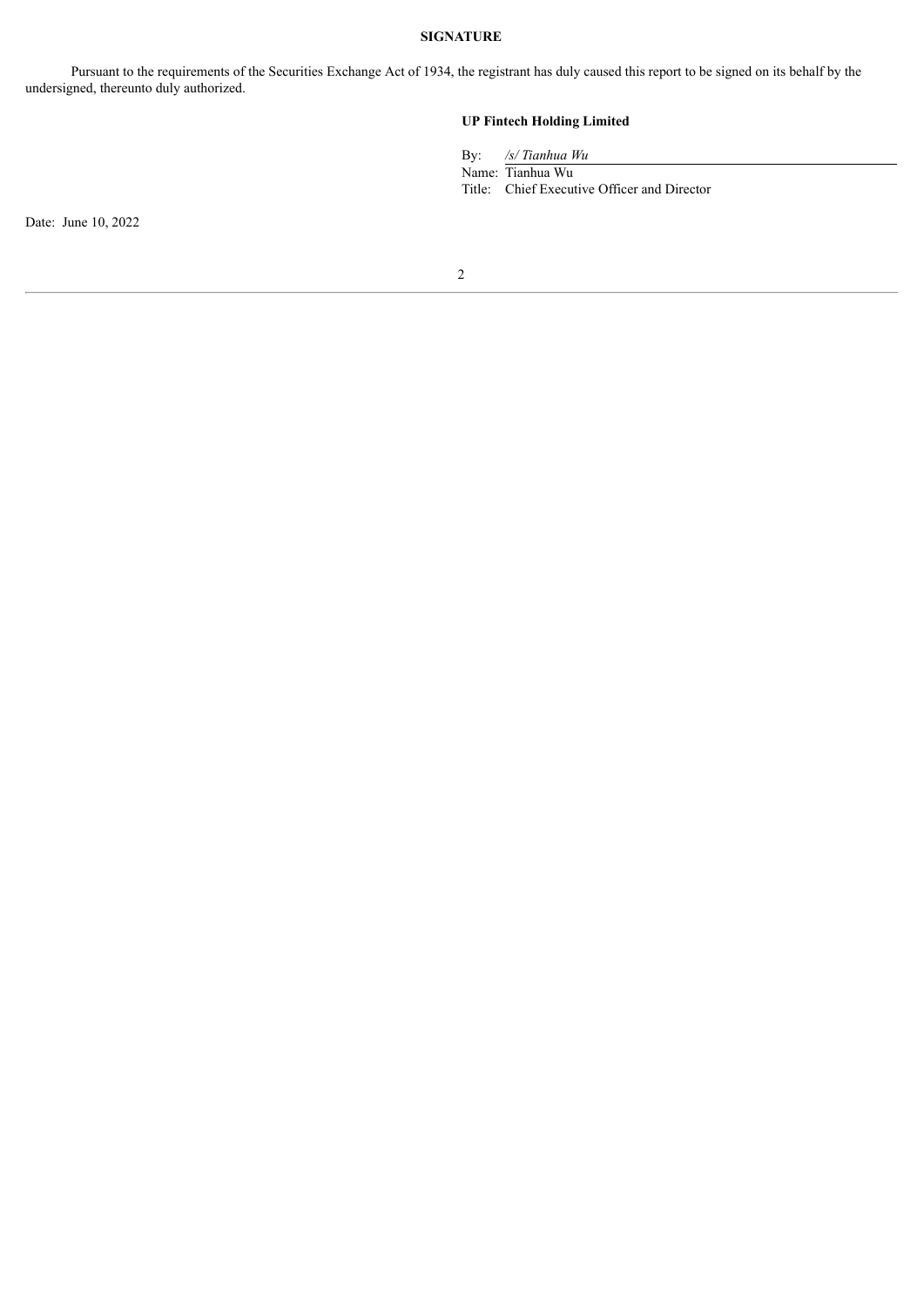**SIGNATURE**

Pursuant to the requirements of the Securities Exchange Act of 1934, the registrant has duly caused this report to be signed on its behalf by the undersigned, thereunto duly authorized.

**UP Fintech Holding Limited**

By: */s/ Tianhua Wu*
Name: Tianhua Wu
Title: Chief Executive Officer and Director

Date: June 10, 2022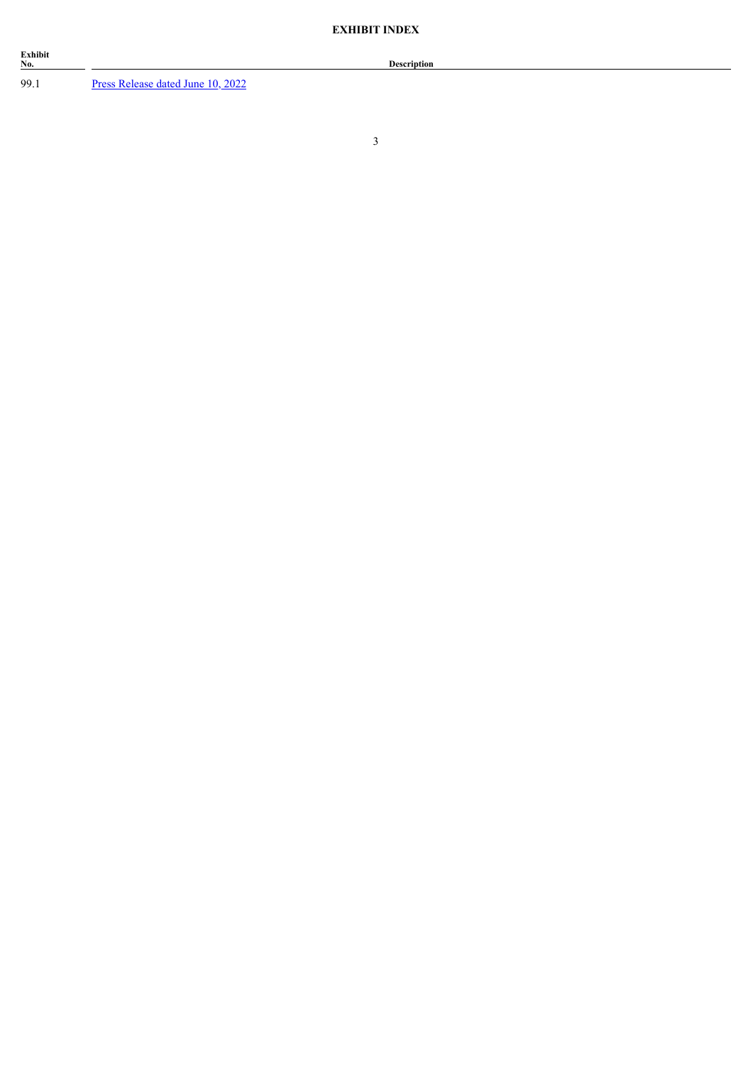**EXHIBIT INDEX**

| Exhibit No. | Description |
| --- | --- |
| 99.1 | Press Release dated June 10, 2022 |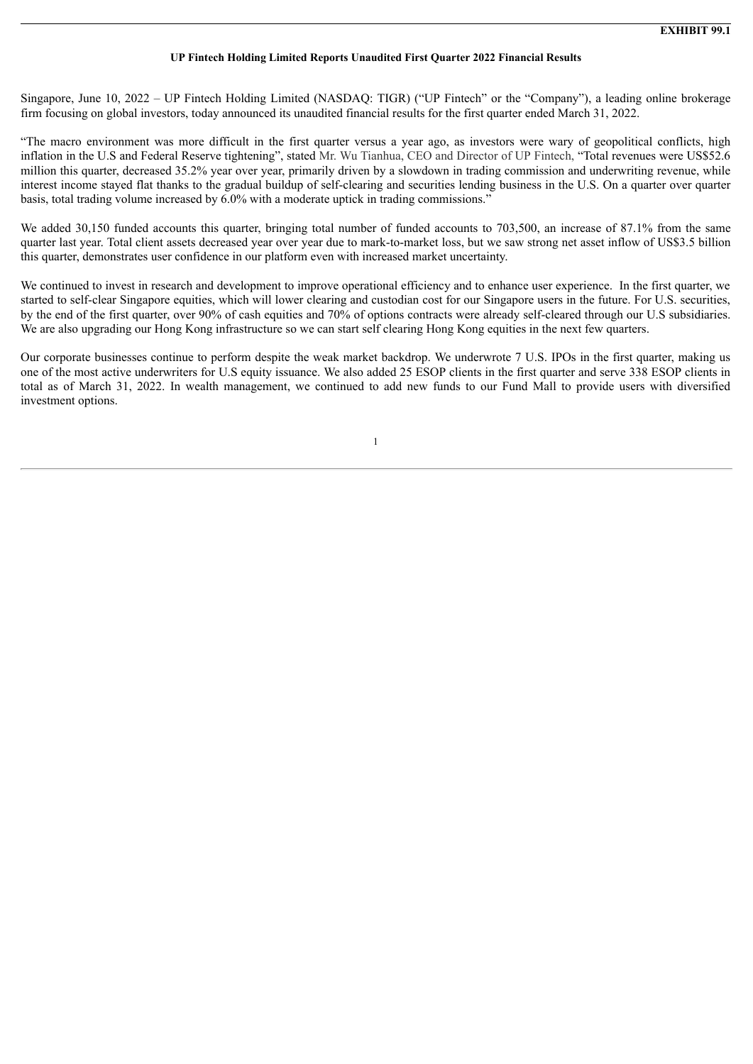**EXHIBIT 99.1**

**UP Fintech Holding Limited Reports Unaudited First Quarter 2022 Financial Results**

Singapore, June 10, 2022 – UP Fintech Holding Limited (NASDAQ: TIGR) ("UP Fintech" or the "Company"), a leading online brokerage firm focusing on global investors, today announced its unaudited financial results for the first quarter ended March 31, 2022.

"The macro environment was more difficult in the first quarter versus a year ago, as investors were wary of geopolitical conflicts, high inflation in the U.S and Federal Reserve tightening", stated Mr. Wu Tianhua, CEO and Director of UP Fintech, "Total revenues were US$52.6 million this quarter, decreased 35.2% year over year, primarily driven by a slowdown in trading commission and underwriting revenue, while interest income stayed flat thanks to the gradual buildup of self-clearing and securities lending business in the U.S. On a quarter over quarter basis, total trading volume increased by 6.0% with a moderate uptick in trading commissions."

We added 30,150 funded accounts this quarter, bringing total number of funded accounts to 703,500, an increase of 87.1% from the same quarter last year. Total client assets decreased year over year due to mark-to-market loss, but we saw strong net asset inflow of US$3.5 billion this quarter, demonstrates user confidence in our platform even with increased market uncertainty.

We continued to invest in research and development to improve operational efficiency and to enhance user experience. In the first quarter, we started to self-clear Singapore equities, which will lower clearing and custodian cost for our Singapore users in the future. For U.S. securities, by the end of the first quarter, over 90% of cash equities and 70% of options contracts were already self-cleared through our U.S subsidiaries. We are also upgrading our Hong Kong infrastructure so we can start self clearing Hong Kong equities in the next few quarters.

Our corporate businesses continue to perform despite the weak market backdrop. We underwrote 7 U.S. IPOs in the first quarter, making us one of the most active underwriters for U.S equity issuance. We also added 25 ESOP clients in the first quarter and serve 338 ESOP clients in total as of March 31, 2022. In wealth management, we continued to add new funds to our Fund Mall to provide users with diversified investment options.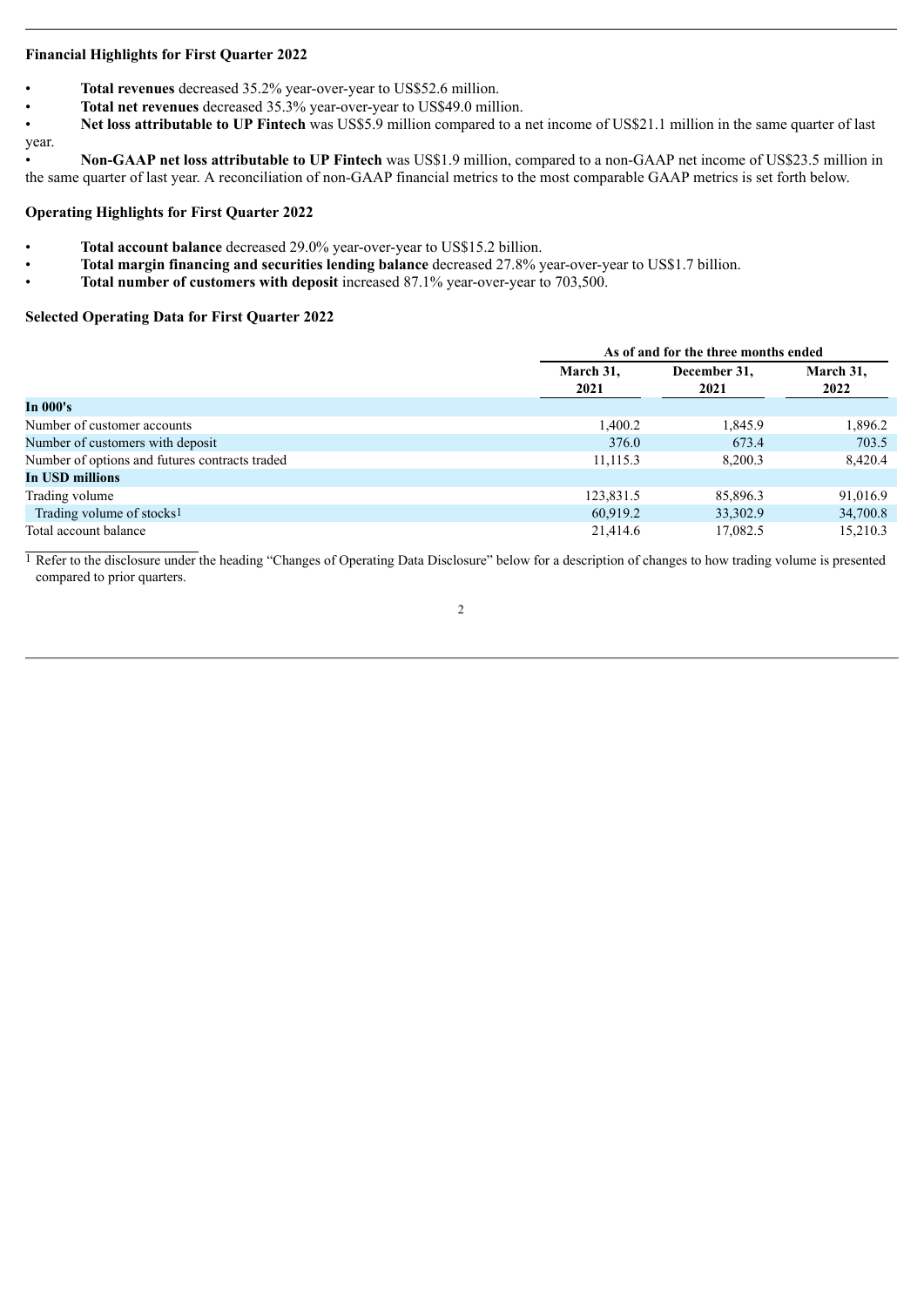**Financial Highlights for First Quarter 2022**

- **Total revenues** decreased 35.2% year-over-year to US$52.6 million.
- **Total net revenues** decreased 35.3% year-over-year to US$49.0 million.
- **Net loss attributable to UP Fintech** was US$5.9 million compared to a net income of US$21.1 million in the same quarter of last year.
- **Non-GAAP net loss attributable to UP Fintech** was US$1.9 million, compared to a non-GAAP net income of US$23.5 million in the same quarter of last year. A reconciliation of non-GAAP financial metrics to the most comparable GAAP metrics is set forth below.

**Operating Highlights for First Quarter 2022**

- **Total account balance** decreased 29.0% year-over-year to US$15.2 billion.
- **Total margin financing and securities lending balance** decreased 27.8% year-over-year to US$1.7 billion.
- **Total number of customers with deposit** increased 87.1% year-over-year to 703,500.

**Selected Operating Data for First Quarter 2022**

| | As of and for the three months ended | | |
|---|---|---|---|
| | March 31, 2021 | December 31, 2021 | March 31, 2022 |
| **In 000's** | | | |
| Number of customer accounts | 1,400.2 | 1,845.9 | 1,896.2 |
| Number of customers with deposit | 376.0 | 673.4 | 703.5 |
| Number of options and futures contracts traded | 11,115.3 | 8,200.3 | 8,420.4 |
| **In USD millions** | | | |
| Trading volume | 123,831.5 | 85,896.3 | 91,016.9 |
| Trading volume of stocks[1] | 60,919.2 | 33,302.9 | 34,700.8 |
| Total account balance | 21,414.6 | 17,082.5 | 15,210.3 |

[1] Refer to the disclosure under the heading "Changes of Operating Data Disclosure" below for a description of changes to how trading volume is presented compared to prior quarters.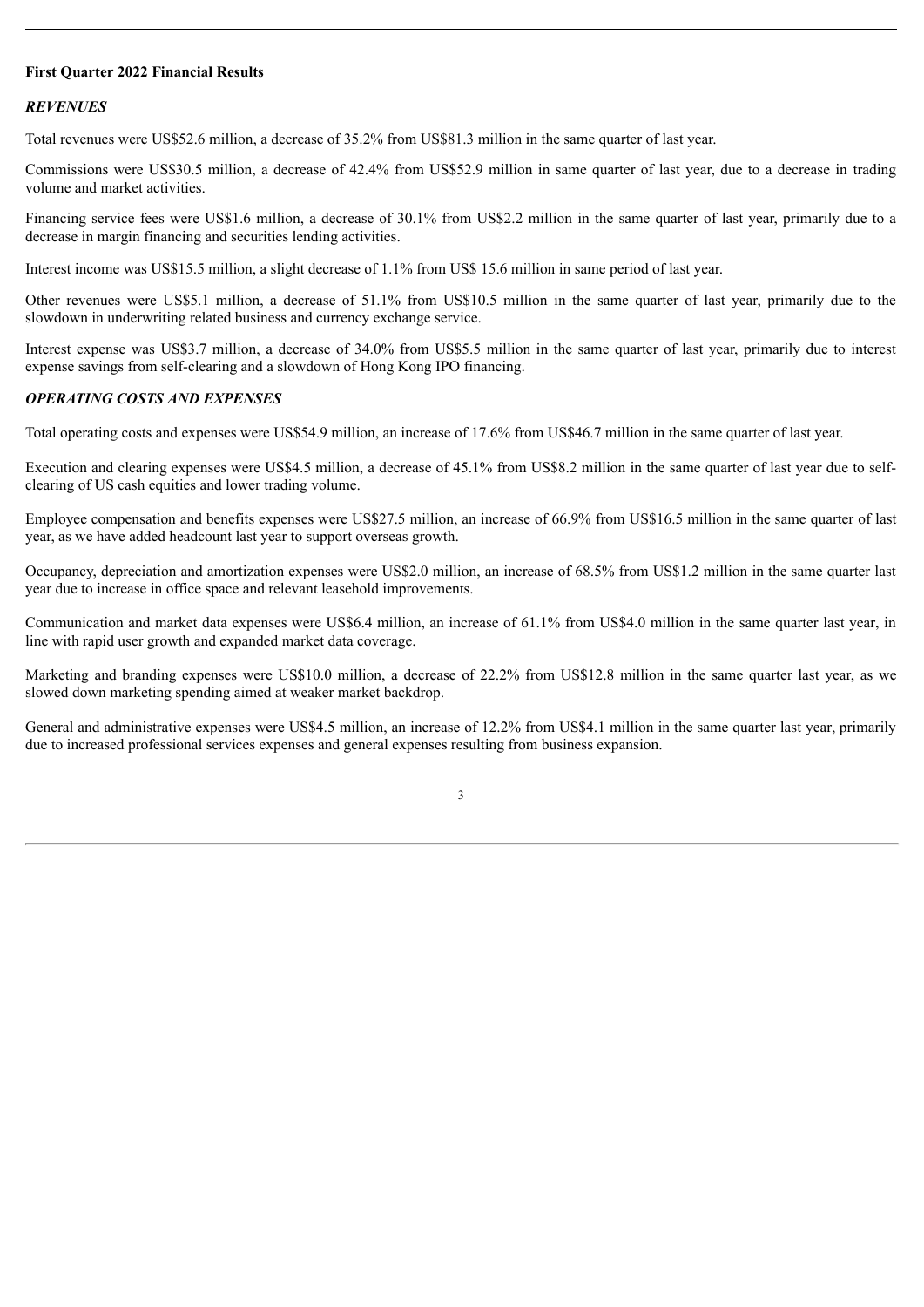**First Quarter 2022 Financial Results**

***REVENUES***

Total revenues were US$52.6 million, a decrease of 35.2% from US$81.3 million in the same quarter of last year.

Commissions were US$30.5 million, a decrease of 42.4% from US$52.9 million in same quarter of last year, due to a decrease in trading volume and market activities.

Financing service fees were US$1.6 million, a decrease of 30.1% from US$2.2 million in the same quarter of last year, primarily due to a decrease in margin financing and securities lending activities.

Interest income was US$15.5 million, a slight decrease of 1.1% from US$ 15.6 million in same period of last year.

Other revenues were US$5.1 million, a decrease of 51.1% from US$10.5 million in the same quarter of last year, primarily due to the slowdown in underwriting related business and currency exchange service.

Interest expense was US$3.7 million, a decrease of 34.0% from US$5.5 million in the same quarter of last year, primarily due to interest expense savings from self-clearing and a slowdown of Hong Kong IPO financing.

***OPERATING COSTS AND EXPENSES***

Total operating costs and expenses were US$54.9 million, an increase of 17.6% from US$46.7 million in the same quarter of last year.

Execution and clearing expenses were US$4.5 million, a decrease of 45.1% from US$8.2 million in the same quarter of last year due to self-clearing of US cash equities and lower trading volume.

Employee compensation and benefits expenses were US$27.5 million, an increase of 66.9% from US$16.5 million in the same quarter of last year, as we have added headcount last year to support overseas growth.

Occupancy, depreciation and amortization expenses were US$2.0 million, an increase of 68.5% from US$1.2 million in the same quarter last year due to increase in office space and relevant leasehold improvements.

Communication and market data expenses were US$6.4 million, an increase of 61.1% from US$4.0 million in the same quarter last year, in line with rapid user growth and expanded market data coverage.

Marketing and branding expenses were US$10.0 million, a decrease of 22.2% from US$12.8 million in the same quarter last year, as we slowed down marketing spending aimed at weaker market backdrop.

General and administrative expenses were US$4.5 million, an increase of 12.2% from US$4.1 million in the same quarter last year, primarily due to increased professional services expenses and general expenses resulting from business expansion.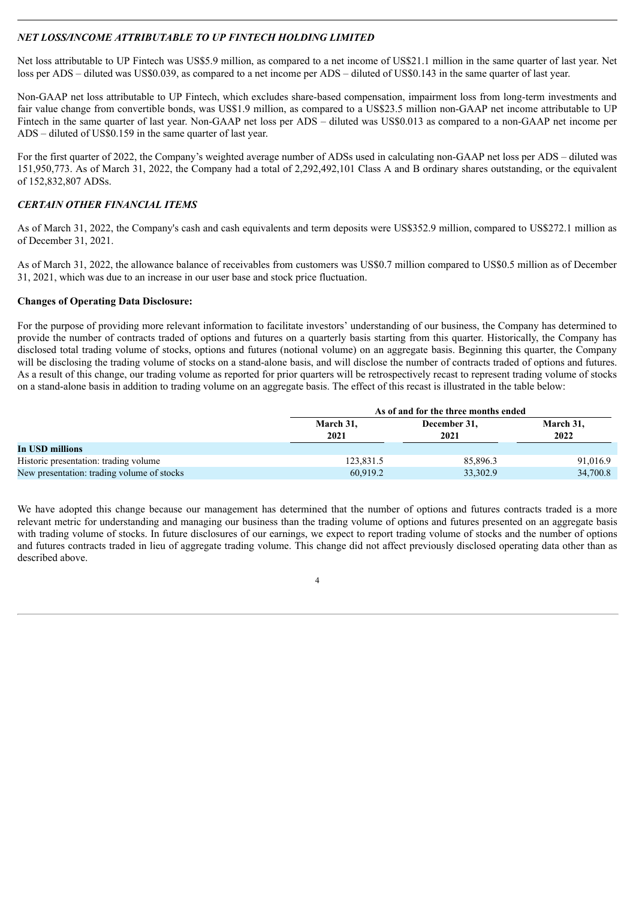### *NET LOSS/INCOME ATTRIBUTABLE TO UP FINTECH HOLDING LIMITED*

Net loss attributable to UP Fintech was US$5.9 million, as compared to a net income of US$21.1 million in the same quarter of last year. Net loss per ADS – diluted was US$0.039, as compared to a net income per ADS – diluted of US$0.143 in the same quarter of last year.

Non-GAAP net loss attributable to UP Fintech, which excludes share-based compensation, impairment loss from long-term investments and fair value change from convertible bonds, was US$1.9 million, as compared to a US$23.5 million non-GAAP net income attributable to UP Fintech in the same quarter of last year. Non-GAAP net loss per ADS – diluted was US$0.013 as compared to a non-GAAP net income per ADS – diluted of US$0.159 in the same quarter of last year.

For the first quarter of 2022, the Company's weighted average number of ADSs used in calculating non-GAAP net loss per ADS – diluted was 151,950,773. As of March 31, 2022, the Company had a total of 2,292,492,101 Class A and B ordinary shares outstanding, or the equivalent of 152,832,807 ADSs.

### *CERTAIN OTHER FINANCIAL ITEMS*

As of March 31, 2022, the Company's cash and cash equivalents and term deposits were US$352.9 million, compared to US$272.1 million as of December 31, 2021.

As of March 31, 2022, the allowance balance of receivables from customers was US$0.7 million compared to US$0.5 million as of December 31, 2021, which was due to an increase in our user base and stock price fluctuation.

**Changes of Operating Data Disclosure:**

For the purpose of providing more relevant information to facilitate investors' understanding of our business, the Company has determined to provide the number of contracts traded of options and futures on a quarterly basis starting from this quarter. Historically, the Company has disclosed total trading volume of stocks, options and futures (notional volume) on an aggregate basis. Beginning this quarter, the Company will be disclosing the trading volume of stocks on a stand-alone basis, and will disclose the number of contracts traded of options and futures. As a result of this change, our trading volume as reported for prior quarters will be retrospectively recast to represent trading volume of stocks on a stand-alone basis in addition to trading volume on an aggregate basis. The effect of this recast is illustrated in the table below:

| | As of and for the three months ended | | |
|---|---|---|---|
| | March 31, 2021 | December 31, 2021 | March 31, 2022 |
| **In USD millions** | | | |
| Historic presentation: trading volume | 123,831.5 | 85,896.3 | 91,016.9 |
| New presentation: trading volume of stocks | 60,919.2 | 33,302.9 | 34,700.8 |

We have adopted this change because our management has determined that the number of options and futures contracts traded is a more relevant metric for understanding and managing our business than the trading volume of options and futures presented on an aggregate basis with trading volume of stocks. In future disclosures of our earnings, we expect to report trading volume of stocks and the number of options and futures contracts traded in lieu of aggregate trading volume. This change did not affect previously disclosed operating data other than as described above.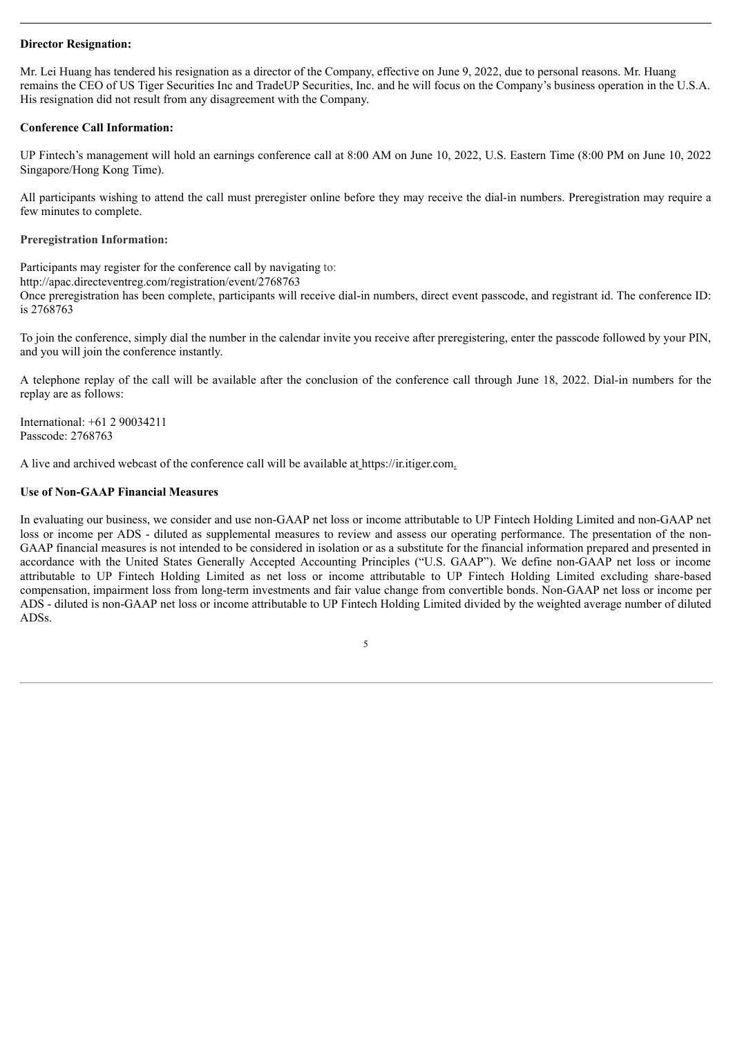**Director Resignation:**

Mr. Lei Huang has tendered his resignation as a director of the Company, effective on June 9, 2022, due to personal reasons. Mr. Huang remains the CEO of US Tiger Securities Inc and TradeUP Securities, Inc. and he will focus on the Company's business operation in the U.S.A. His resignation did not result from any disagreement with the Company.

**Conference Call Information:**

UP Fintech's management will hold an earnings conference call at 8:00 AM on June 10, 2022, U.S. Eastern Time (8:00 PM on June 10, 2022 Singapore/Hong Kong Time).

All participants wishing to attend the call must preregister online before they may receive the dial-in numbers. Preregistration may require a few minutes to complete.

**Preregistration Information:**

Participants may register for the conference call by navigating to:
http://apac.directeventreg.com/registration/event/2768763
Once preregistration has been complete, participants will receive dial-in numbers, direct event passcode, and registrant id. The conference ID: is 2768763

To join the conference, simply dial the number in the calendar invite you receive after preregistering, enter the passcode followed by your PIN, and you will join the conference instantly.

A telephone replay of the call will be available after the conclusion of the conference call through June 18, 2022. Dial-in numbers for the replay are as follows:

International: +61 2 90034211
Passcode: 2768763

A live and archived webcast of the conference call will be available at https://ir.itiger.com.

**Use of Non-GAAP Financial Measures**

In evaluating our business, we consider and use non-GAAP net loss or income attributable to UP Fintech Holding Limited and non-GAAP net loss or income per ADS - diluted as supplemental measures to review and assess our operating performance. The presentation of the non-GAAP financial measures is not intended to be considered in isolation or as a substitute for the financial information prepared and presented in accordance with the United States Generally Accepted Accounting Principles ("U.S. GAAP"). We define non-GAAP net loss or income attributable to UP Fintech Holding Limited as net loss or income attributable to UP Fintech Holding Limited excluding share-based compensation, impairment loss from long-term investments and fair value change from convertible bonds. Non-GAAP net loss or income per ADS - diluted is non-GAAP net loss or income attributable to UP Fintech Holding Limited divided by the weighted average number of diluted ADSs.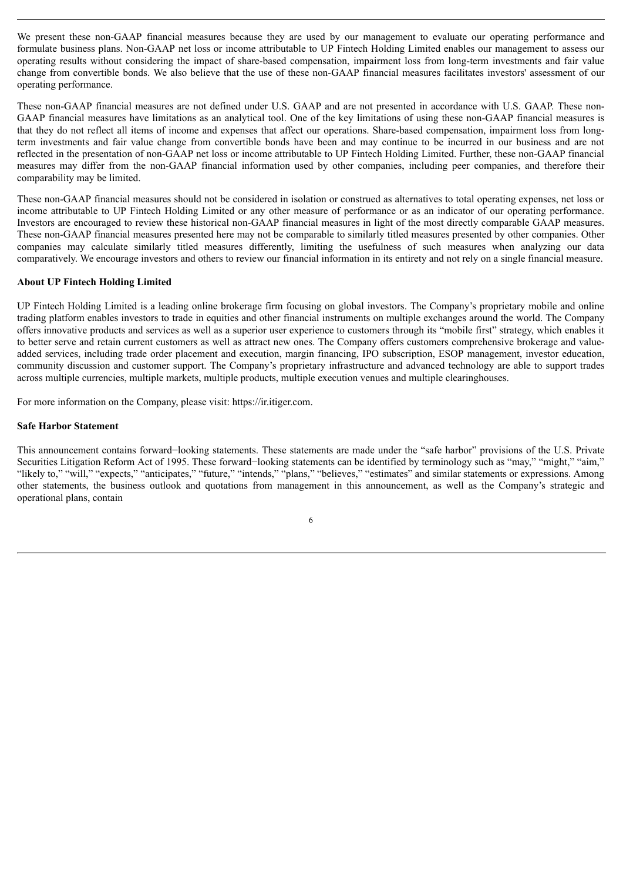We present these non-GAAP financial measures because they are used by our management to evaluate our operating performance and formulate business plans. Non-GAAP net loss or income attributable to UP Fintech Holding Limited enables our management to assess our operating results without considering the impact of share-based compensation, impairment loss from long-term investments and fair value change from convertible bonds. We also believe that the use of these non-GAAP financial measures facilitates investors' assessment of our operating performance.

These non-GAAP financial measures are not defined under U.S. GAAP and are not presented in accordance with U.S. GAAP. These non-GAAP financial measures have limitations as an analytical tool. One of the key limitations of using these non-GAAP financial measures is that they do not reflect all items of income and expenses that affect our operations. Share-based compensation, impairment loss from long-term investments and fair value change from convertible bonds have been and may continue to be incurred in our business and are not reflected in the presentation of non-GAAP net loss or income attributable to UP Fintech Holding Limited. Further, these non-GAAP financial measures may differ from the non-GAAP financial information used by other companies, including peer companies, and therefore their comparability may be limited.

These non-GAAP financial measures should not be considered in isolation or construed as alternatives to total operating expenses, net loss or income attributable to UP Fintech Holding Limited or any other measure of performance or as an indicator of our operating performance. Investors are encouraged to review these historical non-GAAP financial measures in light of the most directly comparable GAAP measures. These non-GAAP financial measures presented here may not be comparable to similarly titled measures presented by other companies. Other companies may calculate similarly titled measures differently, limiting the usefulness of such measures when analyzing our data comparatively. We encourage investors and others to review our financial information in its entirety and not rely on a single financial measure.

**About UP Fintech Holding Limited**

UP Fintech Holding Limited is a leading online brokerage firm focusing on global investors. The Company's proprietary mobile and online trading platform enables investors to trade in equities and other financial instruments on multiple exchanges around the world. The Company offers innovative products and services as well as a superior user experience to customers through its "mobile first" strategy, which enables it to better serve and retain current customers as well as attract new ones. The Company offers customers comprehensive brokerage and value-added services, including trade order placement and execution, margin financing, IPO subscription, ESOP management, investor education, community discussion and customer support. The Company's proprietary infrastructure and advanced technology are able to support trades across multiple currencies, multiple markets, multiple products, multiple execution venues and multiple clearinghouses.

For more information on the Company, please visit: https://ir.itiger.com.

**Safe Harbor Statement**

This announcement contains forward−looking statements. These statements are made under the "safe harbor" provisions of the U.S. Private Securities Litigation Reform Act of 1995. These forward−looking statements can be identified by terminology such as "may," "might," "aim," "likely to," "will," "expects," "anticipates," "future," "intends," "plans," "believes," "estimates" and similar statements or expressions. Among other statements, the business outlook and quotations from management in this announcement, as well as the Company's strategic and operational plans, contain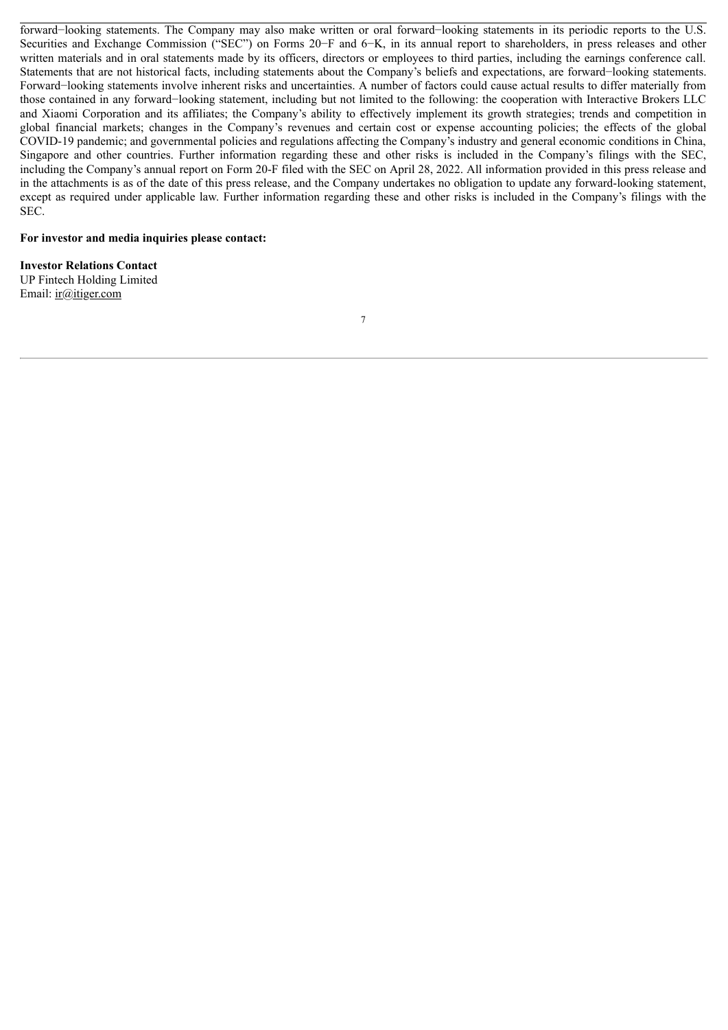forward−looking statements. The Company may also make written or oral forward−looking statements in its periodic reports to the U.S. Securities and Exchange Commission ("SEC") on Forms 20−F and 6−K, in its annual report to shareholders, in press releases and other written materials and in oral statements made by its officers, directors or employees to third parties, including the earnings conference call. Statements that are not historical facts, including statements about the Company's beliefs and expectations, are forward−looking statements. Forward−looking statements involve inherent risks and uncertainties. A number of factors could cause actual results to differ materially from those contained in any forward−looking statement, including but not limited to the following: the cooperation with Interactive Brokers LLC and Xiaomi Corporation and its affiliates; the Company's ability to effectively implement its growth strategies; trends and competition in global financial markets; changes in the Company's revenues and certain cost or expense accounting policies; the effects of the global COVID-19 pandemic; and governmental policies and regulations affecting the Company's industry and general economic conditions in China, Singapore and other countries. Further information regarding these and other risks is included in the Company's filings with the SEC, including the Company's annual report on Form 20-F filed with the SEC on April 28, 2022. All information provided in this press release and in the attachments is as of the date of this press release, and the Company undertakes no obligation to update any forward-looking statement, except as required under applicable law. Further information regarding these and other risks is included in the Company's filings with the SEC.

**For investor and media inquiries please contact:**

**Investor Relations Contact**
UP Fintech Holding Limited
Email: ir@itiger.com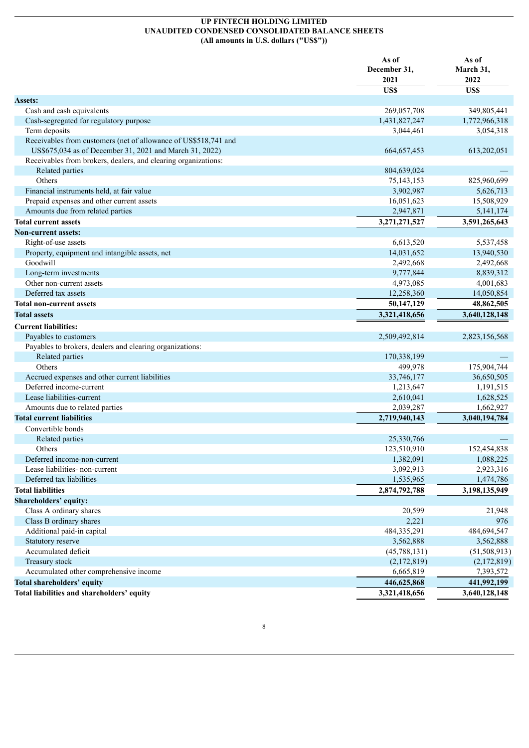# UP FINTECH HOLDING LIMITED
## UNAUDITED CONDENSED CONSOLIDATED BALANCE SHEETS
### (All amounts in U.S. dollars ("US$"))

| | As of December 31, 2021 | As of March 31, 2022 |
|---|---|---|
| | US$ | US$ |
| **Assets:** | | |
| Cash and cash equivalents | 269,057,708 | 349,805,441 |
| Cash-segregated for regulatory purpose | 1,431,827,247 | 1,772,966,318 |
| Term deposits | 3,044,461 | 3,054,318 |
| Receivables from customers (net of allowance of US$518,741 and US$675,034 as of December 31, 2021 and March 31, 2022) | 664,657,453 | 613,202,051 |
| Receivables from brokers, dealers, and clearing organizations: | | |
| Related parties | 804,639,024 | — |
| Others | 75,143,153 | 825,960,699 |
| Financial instruments held, at fair value | 3,902,987 | 5,626,713 |
| Prepaid expenses and other current assets | 16,051,623 | 15,508,929 |
| Amounts due from related parties | 2,947,871 | 5,141,174 |
| **Total current assets** | **3,271,271,527** | **3,591,265,643** |
| **Non-current assets:** | | |
| Right-of-use assets | 6,613,520 | 5,537,458 |
| Property, equipment and intangible assets, net | 14,031,652 | 13,940,530 |
| Goodwill | 2,492,668 | 2,492,668 |
| Long-term investments | 9,777,844 | 8,839,312 |
| Other non-current assets | 4,973,085 | 4,001,683 |
| Deferred tax assets | 12,258,360 | 14,050,854 |
| **Total non-current assets** | **50,147,129** | **48,862,505** |
| **Total assets** | **3,321,418,656** | **3,640,128,148** |
| **Current liabilities:** | | |
| Payables to customers | 2,509,492,814 | 2,823,156,568 |
| Payables to brokers, dealers and clearing organizations: | | |
| Related parties | 170,338,199 | — |
| Others | 499,978 | 175,904,744 |
| Accrued expenses and other current liabilities | 33,746,177 | 36,650,505 |
| Deferred income-current | 1,213,647 | 1,191,515 |
| Lease liabilities-current | 2,610,041 | 1,628,525 |
| Amounts due to related parties | 2,039,287 | 1,662,927 |
| **Total current liabilities** | **2,719,940,143** | **3,040,194,784** |
| Convertible bonds | | |
| Related parties | 25,330,766 | — |
| Others | 123,510,910 | 152,454,838 |
| Deferred income-non-current | 1,382,091 | 1,088,225 |
| Lease liabilities- non-current | 3,092,913 | 2,923,316 |
| Deferred tax liabilities | 1,535,965 | 1,474,786 |
| **Total liabilities** | **2,874,792,788** | **3,198,135,949** |
| **Shareholders' equity:** | | |
| Class A ordinary shares | 20,599 | 21,948 |
| Class B ordinary shares | 2,221 | 976 |
| Additional paid-in capital | 484,335,291 | 484,694,547 |
| Statutory reserve | 3,562,888 | 3,562,888 |
| Accumulated deficit | (45,788,131) | (51,508,913) |
| Treasury stock | (2,172,819) | (2,172,819) |
| Accumulated other comprehensive income | 6,665,819 | 7,393,572 |
| **Total shareholders' equity** | **446,625,868** | **441,992,199** |
| **Total liabilities and shareholders' equity** | **3,321,418,656** | **3,640,128,148** |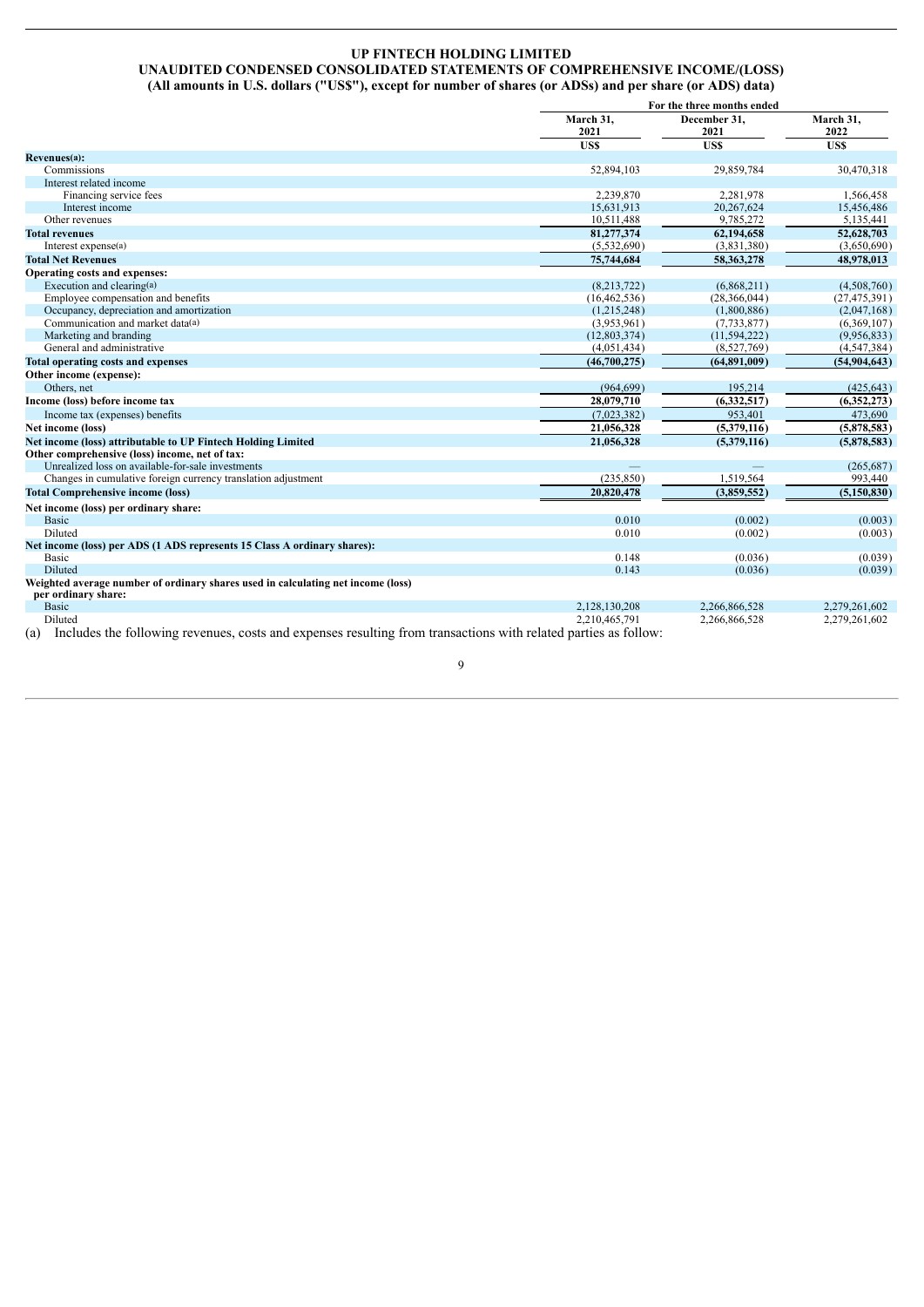# UP FINTECH HOLDING LIMITED

## UNAUDITED CONDENSED CONSOLIDATED STATEMENTS OF COMPREHENSIVE INCOME/(LOSS)

### (All amounts in U.S. dollars ("US$"), except for number of shares (or ADSs) and per share (or ADS) data)

| | For the three months ended | | |
|---|---|---|---|
| | March 31, 2021 | December 31, 2021 | March 31, 2022 |
| | US$ | US$ | US$ |
| **Revenues(a):** | | | |
| Commissions | 52,894,103 | 29,859,784 | 30,470,318 |
| Interest related income | | | |
| Financing service fees | 2,239,870 | 2,281,978 | 1,566,458 |
| Interest income | 15,631,913 | 20,267,624 | 15,456,486 |
| Other revenues | 10,511,488 | 9,785,272 | 5,135,441 |
| **Total revenues** | **81,277,374** | **62,194,658** | **52,628,703** |
| Interest expense(a) | (5,532,690) | (3,831,380) | (3,650,690) |
| **Total Net Revenues** | **75,744,684** | **58,363,278** | **48,978,013** |
| **Operating costs and expenses:** | | | |
| Execution and clearing(a) | (8,213,722) | (6,868,211) | (4,508,760) |
| Employee compensation and benefits | (16,462,536) | (28,366,044) | (27,475,391) |
| Occupancy, depreciation and amortization | (1,215,248) | (1,800,886) | (2,047,168) |
| Communication and market data(a) | (3,953,961) | (7,733,877) | (6,369,107) |
| Marketing and branding | (12,803,374) | (11,594,222) | (9,956,833) |
| General and administrative | (4,051,434) | (8,527,769) | (4,547,384) |
| **Total operating costs and expenses** | **(46,700,275)** | **(64,891,009)** | **(54,904,643)** |
| **Other income (expense):** | | | |
| Others, net | (964,699) | 195,214 | (425,643) |
| **Income (loss) before income tax** | **28,079,710** | **(6,332,517)** | **(6,352,273)** |
| Income tax (expenses) benefits | (7,023,382) | 953,401 | 473,690 |
| **Net income (loss)** | **21,056,328** | **(5,379,116)** | **(5,878,583)** |
| **Net income (loss) attributable to UP Fintech Holding Limited** | **21,056,328** | **(5,379,116)** | **(5,878,583)** |
| **Other comprehensive (loss) income, net of tax:** | | | |
| Unrealized loss on available-for-sale investments | — | — | (265,687) |
| Changes in cumulative foreign currency translation adjustment | (235,850) | 1,519,564 | 993,440 |
| **Total Comprehensive income (loss)** | **20,820,478** | **(3,859,552)** | **(5,150,830)** |
| **Net income (loss) per ordinary share:** | | | |
| Basic | 0.010 | (0.002) | (0.003) |
| Diluted | 0.010 | (0.002) | (0.003) |
| **Net income (loss) per ADS (1 ADS represents 15 Class A ordinary shares):** | | | |
| Basic | 0.148 | (0.036) | (0.039) |
| Diluted | 0.143 | (0.036) | (0.039) |
| **Weighted average number of ordinary shares used in calculating net income (loss) per ordinary share:** | | | |
| Basic | 2,128,130,208 | 2,266,866,528 | 2,279,261,602 |
| Diluted | 2,210,465,791 | 2,266,866,528 | 2,279,261,602 |

(a) Includes the following revenues, costs and expenses resulting from transactions with related parties as follow: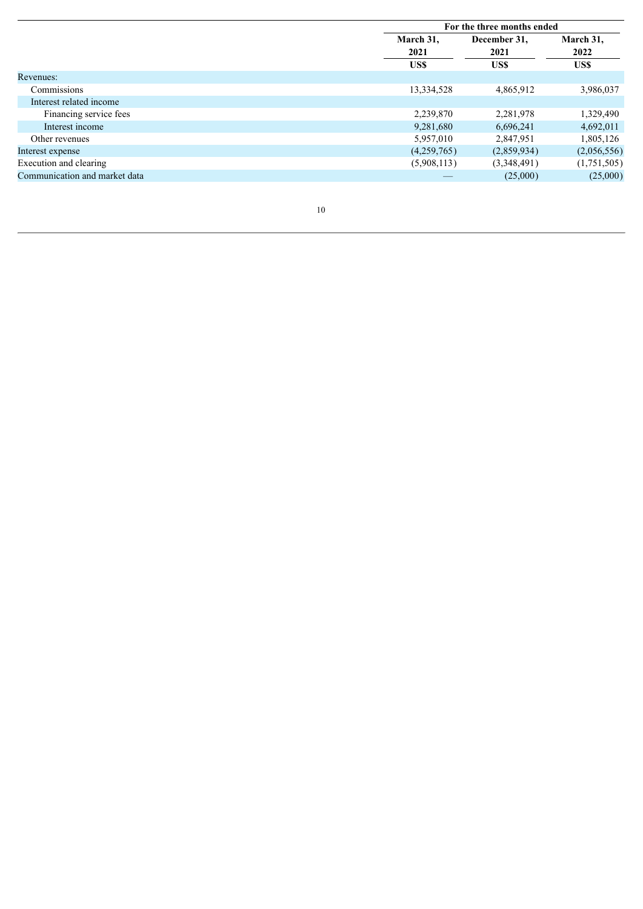| | For the three months ended | | |
|---|---|---|---|
| | March 31, 2021 | December 31, 2021 | March 31, 2022 |
| | US$ | US$ | US$ |
| Revenues: | | | |
| Commissions | 13,334,528 | 4,865,912 | 3,986,037 |
| Interest related income | | | |
| Financing service fees | 2,239,870 | 2,281,978 | 1,329,490 |
| Interest income | 9,281,680 | 6,696,241 | 4,692,011 |
| Other revenues | 5,957,010 | 2,847,951 | 1,805,126 |
| Interest expense | (4,259,765) | (2,859,934) | (2,056,556) |
| Execution and clearing | (5,908,113) | (3,348,491) | (1,751,505) |
| Communication and market data | — | (25,000) | (25,000) |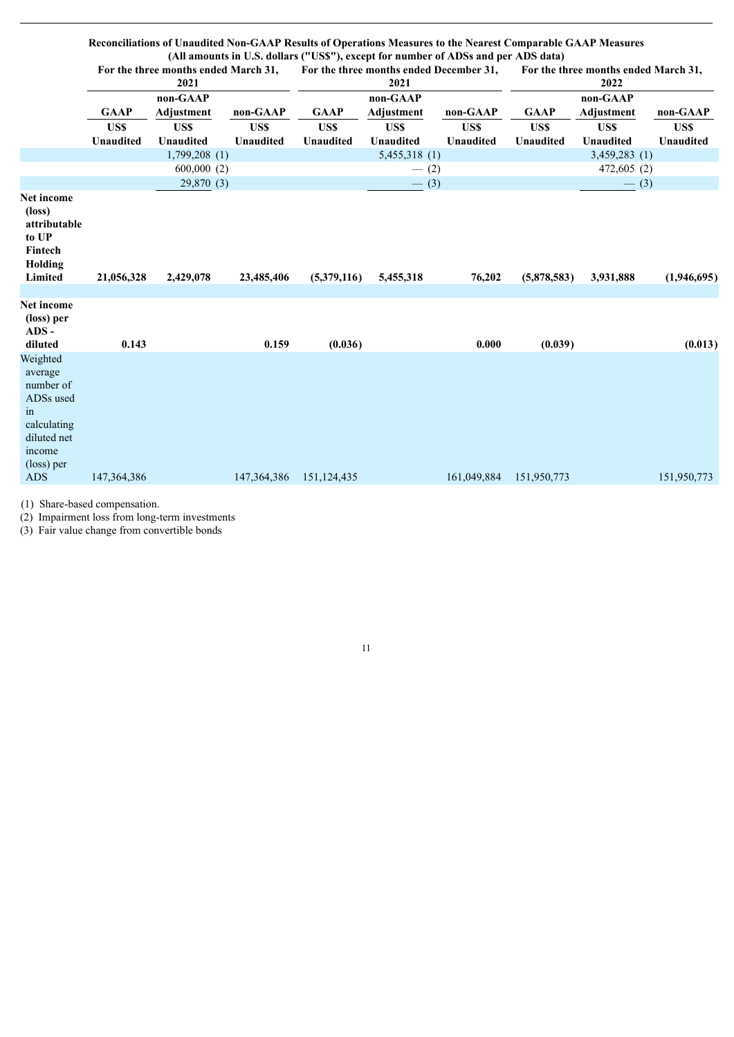**Reconciliations of Unaudited Non-GAAP Results of Operations Measures to the Nearest Comparable GAAP Measures**
**(All amounts in U.S. dollars ("US$"), except for number of ADSs and per ADS data)**

| | For the three months ended March 31, 2021 | | | For the three months ended December 31, 2021 | | | For the three months ended March 31, 2022 | | |
|---|---|---|---|---|---|---|---|---|---|
| | GAAP | non-GAAP Adjustment | non-GAAP | GAAP | non-GAAP Adjustment | non-GAAP | GAAP | non-GAAP Adjustment | non-GAAP |
| | US$ | US$ | US$ | US$ | US$ | US$ | US$ | US$ | US$ |
| | Unaudited | Unaudited | Unaudited | Unaudited | Unaudited | Unaudited | Unaudited | Unaudited | Unaudited |
| | | 1,799,208 (1) | | | 5,455,318 (1) | | | 3,459,283 (1) | |
| | | 600,000 (2) | | | — (2) | | | 472,605 (2) | |
| | | 29,870 (3) | | | — (3) | | | — (3) | |
| **Net income (loss) attributable to UP Fintech Holding Limited** | **21,056,328** | **2,429,078** | **23,485,406** | **(5,379,116)** | **5,455,318** | **76,202** | **(5,878,583)** | **3,931,888** | **(1,946,695)** |
| **Net income (loss) per ADS - diluted** | **0.143** | | **0.159** | **(0.036)** | | **0.000** | **(0.039)** | | **(0.013)** |
| Weighted average number of ADSs used in calculating diluted net income (loss) per ADS | 147,364,386 | | 147,364,386 | 151,124,435 | | 161,049,884 | 151,950,773 | | 151,950,773 |

(1) Share-based compensation.

(2) Impairment loss from long-term investments

(3) Fair value change from convertible bonds